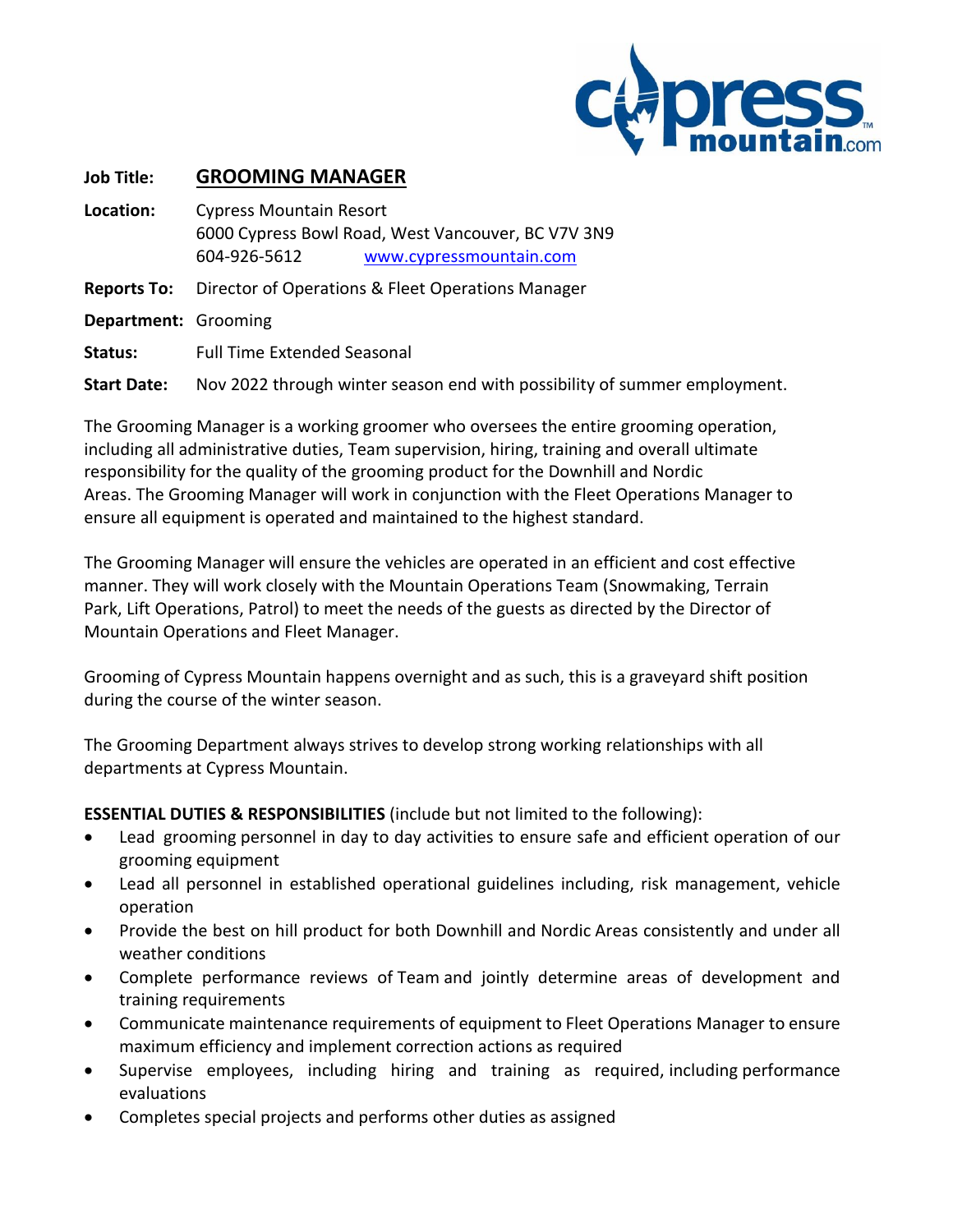**Job Title:** **GROOMING MANAGER**

**Location:** Cypress Mountain Resort
6000 Cypress Bowl Road, West Vancouver, BC V7V 3N9
604-926-5612 www.cypressmountain.com

**Reports To:** Director of Operations & Fleet Operations Manager

**Department:** Grooming

**Status:** Full Time Extended Seasonal

**Start Date:** Nov 2022 through winter season end with possibility of summer employment.

The Grooming Manager is a working groomer who oversees the entire grooming operation, including all administrative duties, Team supervision, hiring, training and overall ultimate responsibility for the quality of the grooming product for the Downhill and Nordic Areas. The Grooming Manager will work in conjunction with the Fleet Operations Manager to ensure all equipment is operated and maintained to the highest standard.

The Grooming Manager will ensure the vehicles are operated in an efficient and cost effective manner. They will work closely with the Mountain Operations Team (Snowmaking, Terrain Park, Lift Operations, Patrol) to meet the needs of the guests as directed by the Director of Mountain Operations and Fleet Manager.

Grooming of Cypress Mountain happens overnight and as such, this is a graveyard shift position during the course of the winter season.

The Grooming Department always strives to develop strong working relationships with all departments at Cypress Mountain.

**ESSENTIAL DUTIES & RESPONSIBILITIES** (include but not limited to the following):

- Lead grooming personnel in day to day activities to ensure safe and efficient operation of our grooming equipment
- Lead all personnel in established operational guidelines including, risk management, vehicle operation
- Provide the best on hill product for both Downhill and Nordic Areas consistently and under all weather conditions
- Complete performance reviews of Team and jointly determine areas of development and training requirements
- Communicate maintenance requirements of equipment to Fleet Operations Manager to ensure maximum efficiency and implement correction actions as required
- Supervise employees, including hiring and training as required, including performance evaluations
- Completes special projects and performs other duties as assigned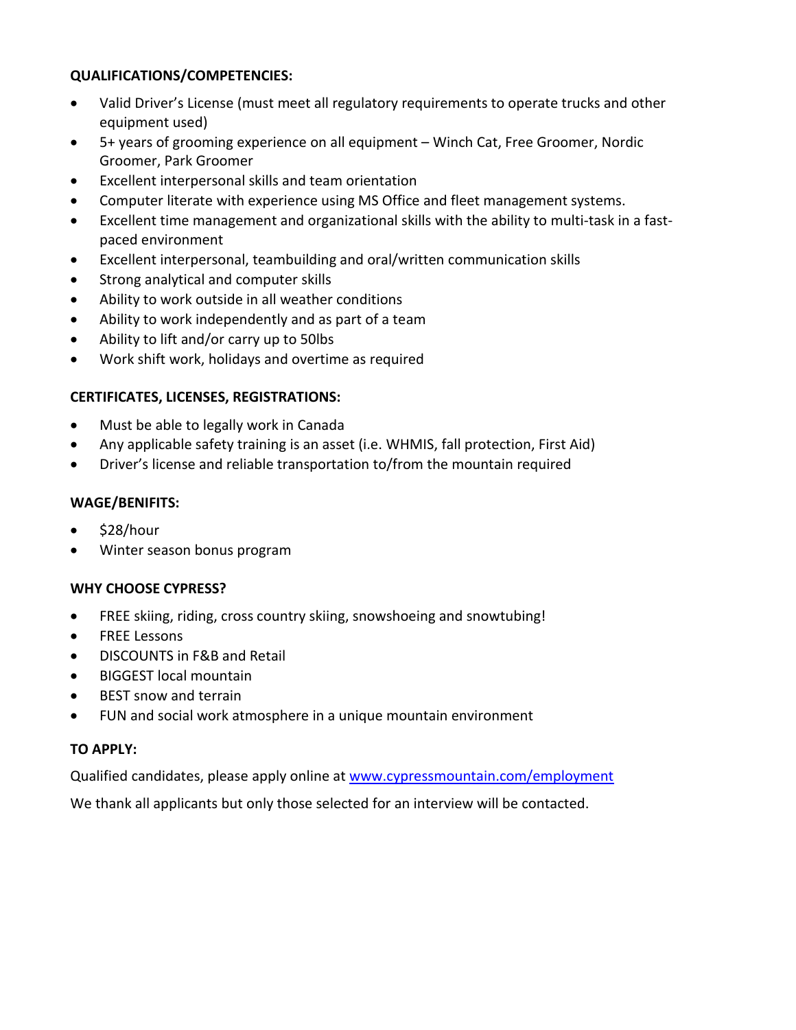**QUALIFICATIONS/COMPETENCIES:**

- Valid Driver's License (must meet all regulatory requirements to operate trucks and other equipment used)
- 5+ years of grooming experience on all equipment – Winch Cat, Free Groomer, Nordic Groomer, Park Groomer
- Excellent interpersonal skills and team orientation
- Computer literate with experience using MS Office and fleet management systems.
- Excellent time management and organizational skills with the ability to multi-task in a fast-paced environment
- Excellent interpersonal, teambuilding and oral/written communication skills
- Strong analytical and computer skills
- Ability to work outside in all weather conditions
- Ability to work independently and as part of a team
- Ability to lift and/or carry up to 50lbs
- Work shift work, holidays and overtime as required

**CERTIFICATES, LICENSES, REGISTRATIONS:**

- Must be able to legally work in Canada
- Any applicable safety training is an asset (i.e. WHMIS, fall protection, First Aid)
- Driver's license and reliable transportation to/from the mountain required

**WAGE/BENIFITS:**

- $28/hour
- Winter season bonus program

**WHY CHOOSE CYPRESS?**

- FREE skiing, riding, cross country skiing, snowshoeing and snowtubing!
- FREE Lessons
- DISCOUNTS in F&B and Retail
- BIGGEST local mountain
- BEST snow and terrain
- FUN and social work atmosphere in a unique mountain environment

**TO APPLY:**

Qualified candidates, please apply online at [www.cypressmountain.com/employment](www.cypressmountain.com/employment)

We thank all applicants but only those selected for an interview will be contacted.